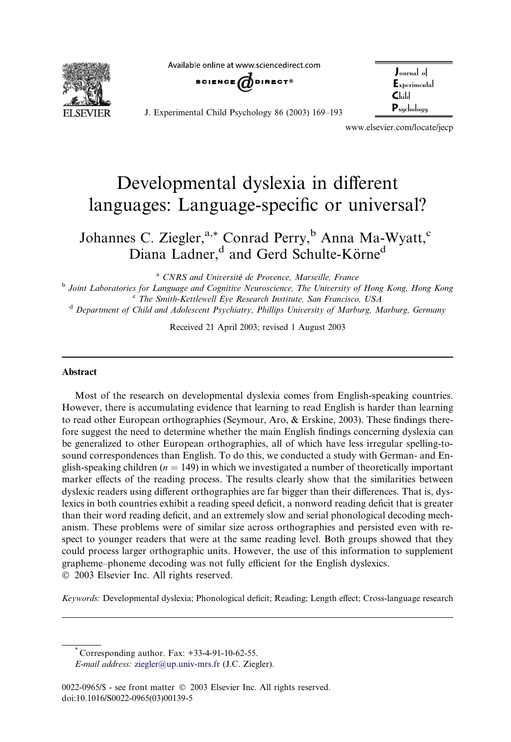# Developmental dyslexia in different languages: Language-specific or universal?

Johannes C. Ziegler,[a,*] Conrad Perry,[b] Anna Ma-Wyatt,[c] Diana Ladner,[d] and Gerd Schulte-Körne[d]

[a] CNRS and Université de Provence, Marseille, France

[b] Joint Laboratories for Language and Cognitive Neuroscience, The University of Hong Kong, Hong Kong

[c] The Smith-Kettlewell Eye Research Institute, San Francisco, USA

[d] Department of Child and Adolescent Psychiatry, Phillips University of Marburg, Marburg, Germany

Received 21 April 2003; revised 1 August 2003

## Abstract

Most of the research on developmental dyslexia comes from English-speaking countries. However, there is accumulating evidence that learning to read English is harder than learning to read other European orthographies (Seymour, Aro, & Erskine, 2003). These findings therefore suggest the need to determine whether the main English findings concerning dyslexia can be generalized to other European orthographies, all of which have less irregular spelling-to-sound correspondences than English. To do this, we conducted a study with German- and English-speaking children ($n = 149$) in which we investigated a number of theoretically important marker effects of the reading process. The results clearly show that the similarities between dyslexic readers using different orthographies are far bigger than their differences. That is, dyslexics in both countries exhibit a reading speed deficit, a nonword reading deficit that is greater than their word reading deficit, and an extremely slow and serial phonological decoding mechanism. These problems were of similar size across orthographies and persisted even with respect to younger readers that were at the same reading level. Both groups showed that they could process larger orthographic units. However, the use of this information to supplement grapheme–phoneme decoding was not fully efficient for the English dyslexics.

© 2003 Elsevier Inc. All rights reserved.

*Keywords:* Developmental dyslexia; Phonological deficit; Reading; Length effect; Cross-language research

---

* Corresponding author. Fax: +33-4-91-10-62-55.
*E-mail address:* ziegler@up.univ-mrs.fr (J.C. Ziegler).

0022-0965/$ - see front matter © 2003 Elsevier Inc. All rights reserved.
doi:10.1016/S0022-0965(03)00139-5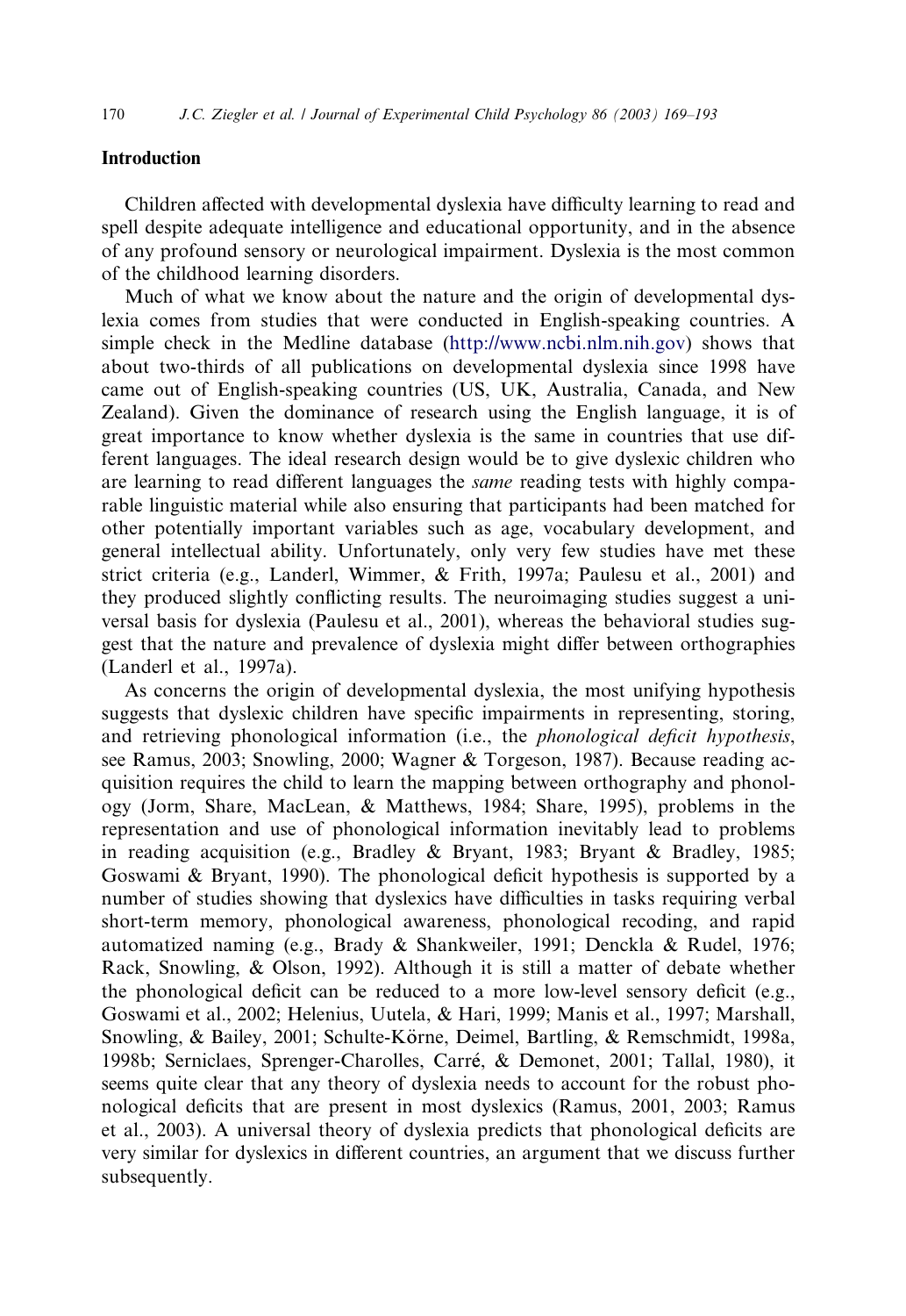## Introduction

Children affected with developmental dyslexia have difficulty learning to read and spell despite adequate intelligence and educational opportunity, and in the absence of any profound sensory or neurological impairment. Dyslexia is the most common of the childhood learning disorders.

Much of what we know about the nature and the origin of developmental dyslexia comes from studies that were conducted in English-speaking countries. A simple check in the Medline database (http://www.ncbi.nlm.nih.gov) shows that about two-thirds of all publications on developmental dyslexia since 1998 have came out of English-speaking countries (US, UK, Australia, Canada, and New Zealand). Given the dominance of research using the English language, it is of great importance to know whether dyslexia is the same in countries that use different languages. The ideal research design would be to give dyslexic children who are learning to read different languages the *same* reading tests with highly comparable linguistic material while also ensuring that participants had been matched for other potentially important variables such as age, vocabulary development, and general intellectual ability. Unfortunately, only very few studies have met these strict criteria (e.g., Landerl, Wimmer, & Frith, 1997a; Paulesu et al., 2001) and they produced slightly conflicting results. The neuroimaging studies suggest a universal basis for dyslexia (Paulesu et al., 2001), whereas the behavioral studies suggest that the nature and prevalence of dyslexia might differ between orthographies (Landerl et al., 1997a).

As concerns the origin of developmental dyslexia, the most unifying hypothesis suggests that dyslexic children have specific impairments in representing, storing, and retrieving phonological information (i.e., the *phonological deficit hypothesis*, see Ramus, 2003; Snowling, 2000; Wagner & Torgeson, 1987). Because reading acquisition requires the child to learn the mapping between orthography and phonology (Jorm, Share, MacLean, & Matthews, 1984; Share, 1995), problems in the representation and use of phonological information inevitably lead to problems in reading acquisition (e.g., Bradley & Bryant, 1983; Bryant & Bradley, 1985; Goswami & Bryant, 1990). The phonological deficit hypothesis is supported by a number of studies showing that dyslexics have difficulties in tasks requiring verbal short-term memory, phonological awareness, phonological recoding, and rapid automatized naming (e.g., Brady & Shankweiler, 1991; Denckla & Rudel, 1976; Rack, Snowling, & Olson, 1992). Although it is still a matter of debate whether the phonological deficit can be reduced to a more low-level sensory deficit (e.g., Goswami et al., 2002; Helenius, Uutela, & Hari, 1999; Manis et al., 1997; Marshall, Snowling, & Bailey, 2001; Schulte-Körne, Deimel, Bartling, & Remschmidt, 1998a, 1998b; Serniclaes, Sprenger-Charolles, Carré, & Demonet, 2001; Tallal, 1980), it seems quite clear that any theory of dyslexia needs to account for the robust phonological deficits that are present in most dyslexics (Ramus, 2001, 2003; Ramus et al., 2003). A universal theory of dyslexia predicts that phonological deficits are very similar for dyslexics in different countries, an argument that we discuss further subsequently.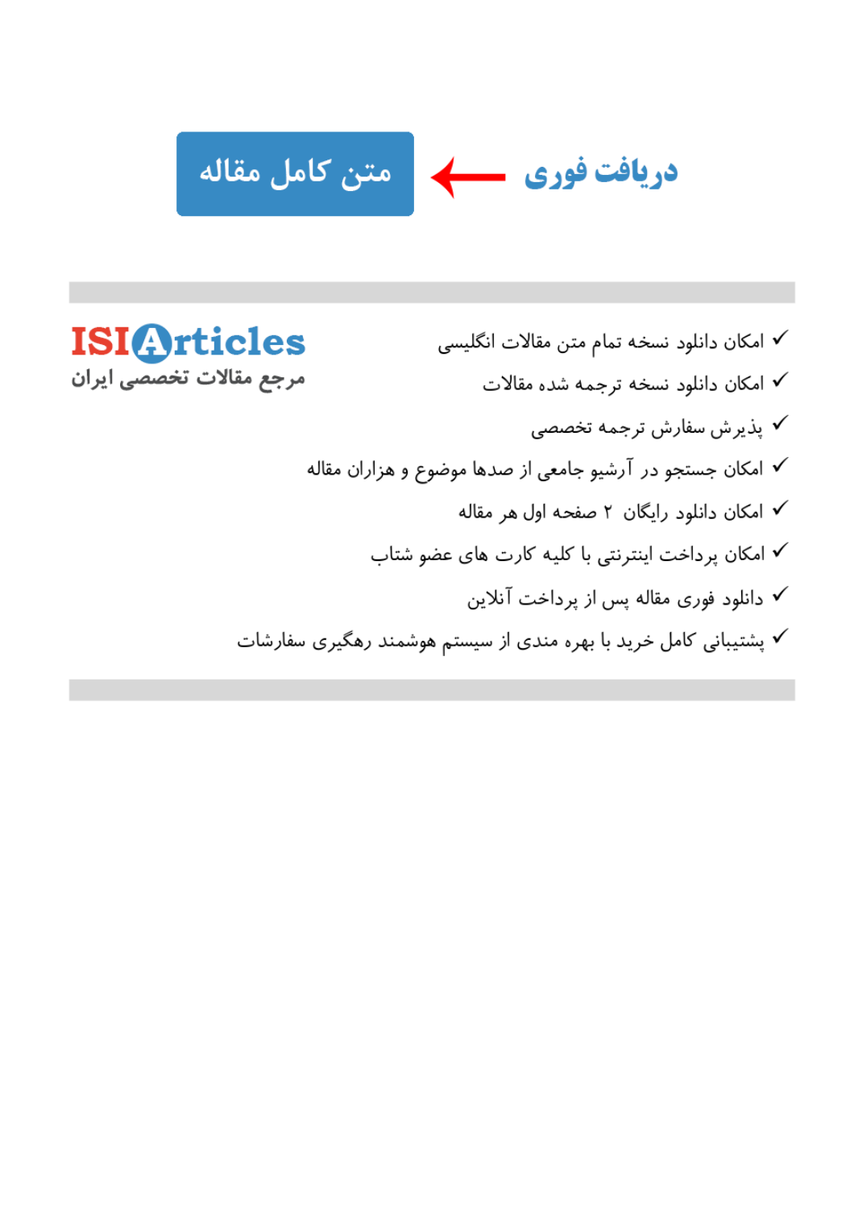دریافت فوری ← **متن کامل مقاله**

**ISIArticles**
مرجع مقالات تخصصی ایران

- ✓ امکان دانلود نسخه تمام متن مقالات انگلیسی
- ✓ امکان دانلود نسخه ترجمه شده مقالات
- ✓ پذیرش سفارش ترجمه تخصصی
- ✓ امکان جستجو در آرشیو جامعی از صدها موضوع و هزاران مقاله
- ✓ امکان دانلود رایگان ۲ صفحه اول هر مقاله
- ✓ امکان پرداخت اینترنتی با کلیه کارت های عضو شتاب
- ✓ دانلود فوری مقاله پس از پرداخت آنلاین
- ✓ پشتیبانی کامل خرید با بهره مندی از سیستم هوشمند رهگیری سفارشات